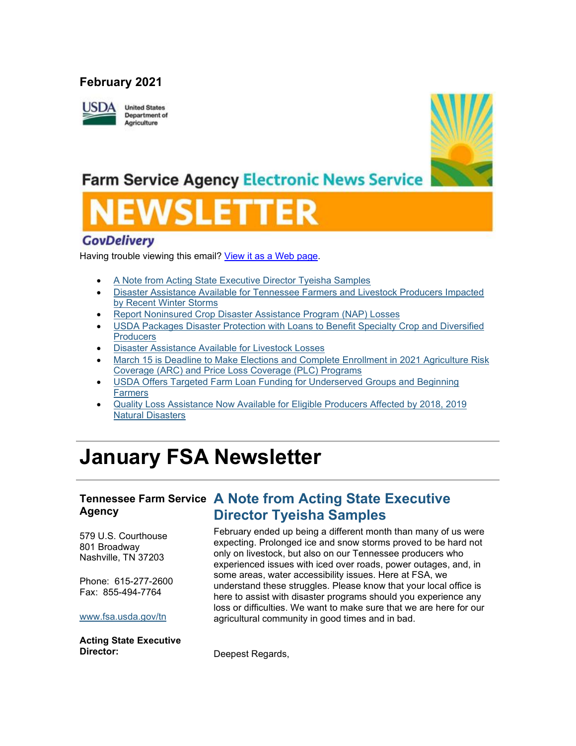**February 2021**

Farm Service Agency Electronic News Service

# NEWSLETTER

GovDelivery

Having trouble viewing this email? View it as a Web page.

- A Note from Acting State Executive Director Tyeisha Samples
- Disaster Assistance Available for Tennessee Farmers and Livestock Producers Impacted by Recent Winter Storms
- Report Noninsured Crop Disaster Assistance Program (NAP) Losses
- USDA Packages Disaster Protection with Loans to Benefit Specialty Crop and Diversified Producers
- Disaster Assistance Available for Livestock Losses
- March 15 is Deadline to Make Elections and Complete Enrollment in 2021 Agriculture Risk Coverage (ARC) and Price Loss Coverage (PLC) Programs
- USDA Offers Targeted Farm Loan Funding for Underserved Groups and Beginning Farmers
- Quality Loss Assistance Now Available for Eligible Producers Affected by 2018, 2019 Natural Disasters

# January FSA Newsletter

**Tennessee Farm Service Agency**

579 U.S. Courthouse
801 Broadway
Nashville, TN 37203

Phone: 615-277-2600
Fax: 855-494-7764

www.fsa.usda.gov/tn

**Acting State Executive Director:**

## A Note from Acting State Executive Director Tyeisha Samples

February ended up being a different month than many of us were expecting. Prolonged ice and snow storms proved to be hard not only on livestock, but also on our Tennessee producers who experienced issues with iced over roads, power outages, and, in some areas, water accessibility issues. Here at FSA, we understand these struggles. Please know that your local office is here to assist with disaster programs should you experience any loss or difficulties. We want to make sure that we are here for our agricultural community in good times and in bad.

Deepest Regards,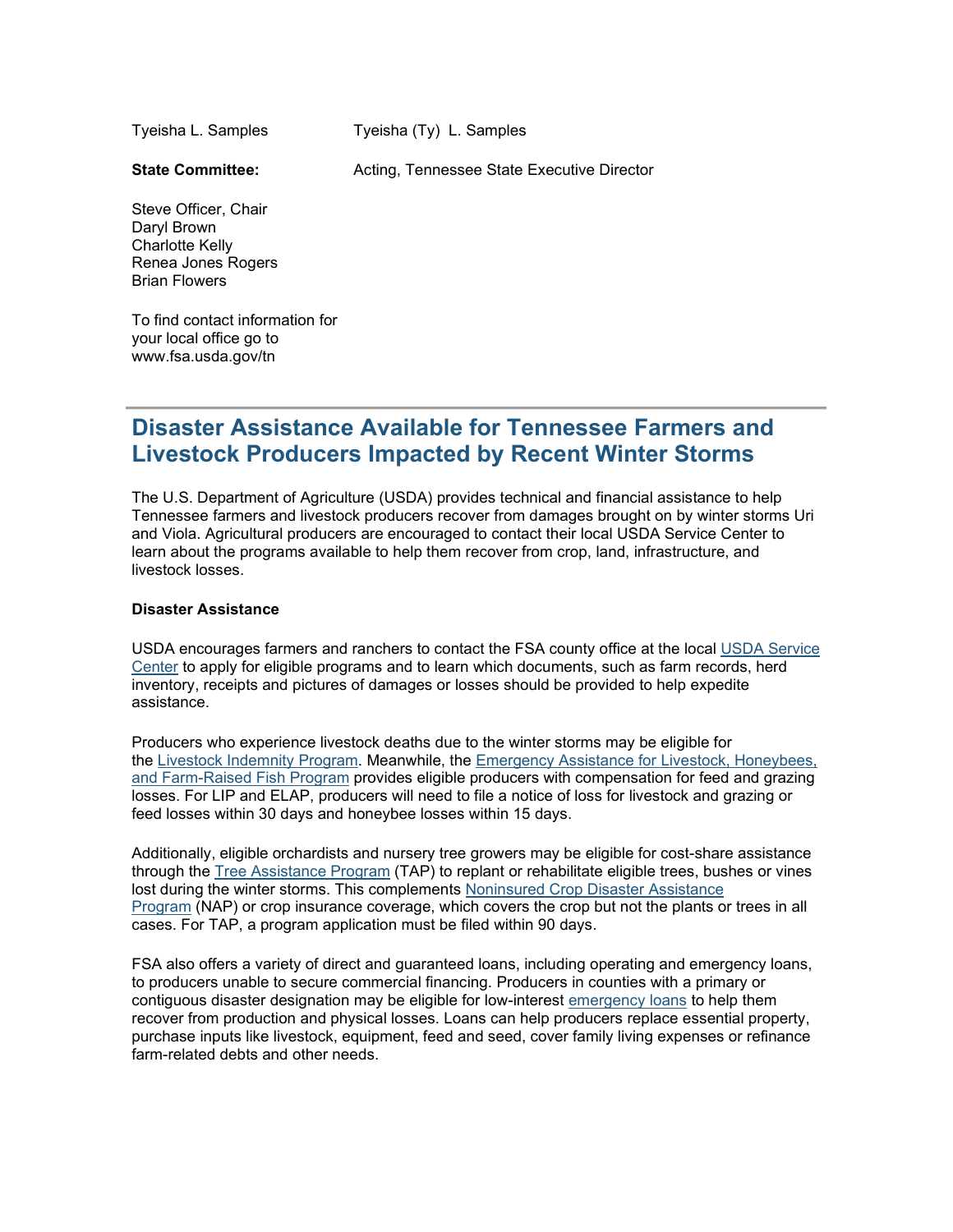Tyeisha L. Samples

Tyeisha (Ty) L. Samples

**State Committee:**

Acting, Tennessee State Executive Director

Steve Officer, Chair
Daryl Brown
Charlotte Kelly
Renea Jones Rogers
Brian Flowers

To find contact information for your local office go to www.fsa.usda.gov/tn

---

## Disaster Assistance Available for Tennessee Farmers and Livestock Producers Impacted by Recent Winter Storms

The U.S. Department of Agriculture (USDA) provides technical and financial assistance to help Tennessee farmers and livestock producers recover from damages brought on by winter storms Uri and Viola. Agricultural producers are encouraged to contact their local USDA Service Center to learn about the programs available to help them recover from crop, land, infrastructure, and livestock losses.

**Disaster Assistance**

USDA encourages farmers and ranchers to contact the FSA county office at the local USDA Service Center to apply for eligible programs and to learn which documents, such as farm records, herd inventory, receipts and pictures of damages or losses should be provided to help expedite assistance.

Producers who experience livestock deaths due to the winter storms may be eligible for the Livestock Indemnity Program. Meanwhile, the Emergency Assistance for Livestock, Honeybees, and Farm-Raised Fish Program provides eligible producers with compensation for feed and grazing losses. For LIP and ELAP, producers will need to file a notice of loss for livestock and grazing or feed losses within 30 days and honeybee losses within 15 days.

Additionally, eligible orchardists and nursery tree growers may be eligible for cost-share assistance through the Tree Assistance Program (TAP) to replant or rehabilitate eligible trees, bushes or vines lost during the winter storms. This complements Noninsured Crop Disaster Assistance Program (NAP) or crop insurance coverage, which covers the crop but not the plants or trees in all cases. For TAP, a program application must be filed within 90 days.

FSA also offers a variety of direct and guaranteed loans, including operating and emergency loans, to producers unable to secure commercial financing. Producers in counties with a primary or contiguous disaster designation may be eligible for low-interest emergency loans to help them recover from production and physical losses. Loans can help producers replace essential property, purchase inputs like livestock, equipment, feed and seed, cover family living expenses or refinance farm-related debts and other needs.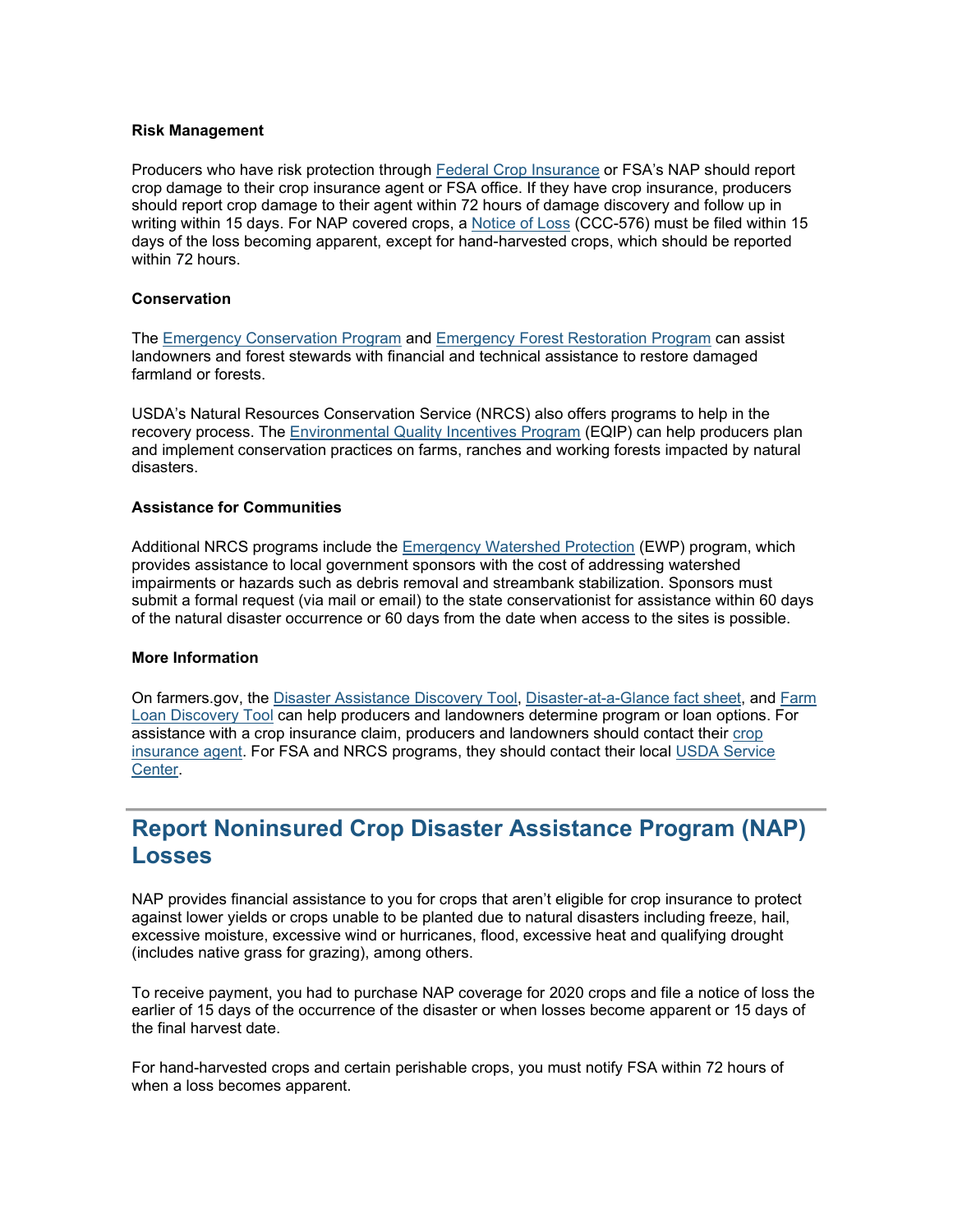**Risk Management**

Producers who have risk protection through Federal Crop Insurance or FSA's NAP should report crop damage to their crop insurance agent or FSA office. If they have crop insurance, producers should report crop damage to their agent within 72 hours of damage discovery and follow up in writing within 15 days. For NAP covered crops, a Notice of Loss (CCC-576) must be filed within 15 days of the loss becoming apparent, except for hand-harvested crops, which should be reported within 72 hours.

**Conservation**

The Emergency Conservation Program and Emergency Forest Restoration Program can assist landowners and forest stewards with financial and technical assistance to restore damaged farmland or forests.

USDA's Natural Resources Conservation Service (NRCS) also offers programs to help in the recovery process. The Environmental Quality Incentives Program (EQIP) can help producers plan and implement conservation practices on farms, ranches and working forests impacted by natural disasters.

**Assistance for Communities**

Additional NRCS programs include the Emergency Watershed Protection (EWP) program, which provides assistance to local government sponsors with the cost of addressing watershed impairments or hazards such as debris removal and streambank stabilization. Sponsors must submit a formal request (via mail or email) to the state conservationist for assistance within 60 days of the natural disaster occurrence or 60 days from the date when access to the sites is possible.

**More Information**

On farmers.gov, the Disaster Assistance Discovery Tool, Disaster-at-a-Glance fact sheet, and Farm Loan Discovery Tool can help producers and landowners determine program or loan options. For assistance with a crop insurance claim, producers and landowners should contact their crop insurance agent. For FSA and NRCS programs, they should contact their local USDA Service Center.

## Report Noninsured Crop Disaster Assistance Program (NAP) Losses

NAP provides financial assistance to you for crops that aren't eligible for crop insurance to protect against lower yields or crops unable to be planted due to natural disasters including freeze, hail, excessive moisture, excessive wind or hurricanes, flood, excessive heat and qualifying drought (includes native grass for grazing), among others.

To receive payment, you had to purchase NAP coverage for 2020 crops and file a notice of loss the earlier of 15 days of the occurrence of the disaster or when losses become apparent or 15 days of the final harvest date.

For hand-harvested crops and certain perishable crops, you must notify FSA within 72 hours of when a loss becomes apparent.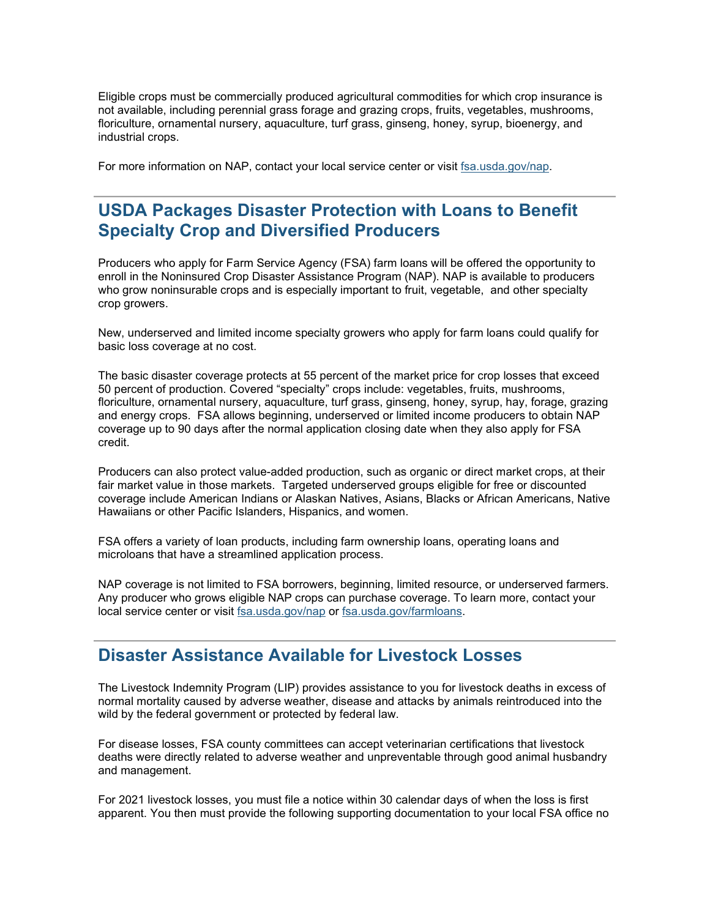Eligible crops must be commercially produced agricultural commodities for which crop insurance is not available, including perennial grass forage and grazing crops, fruits, vegetables, mushrooms, floriculture, ornamental nursery, aquaculture, turf grass, ginseng, honey, syrup, bioenergy, and industrial crops.

For more information on NAP, contact your local service center or visit [fsa.usda.gov/nap](fsa.usda.gov/nap).

## USDA Packages Disaster Protection with Loans to Benefit Specialty Crop and Diversified Producers

Producers who apply for Farm Service Agency (FSA) farm loans will be offered the opportunity to enroll in the Noninsured Crop Disaster Assistance Program (NAP). NAP is available to producers who grow noninsurable crops and is especially important to fruit, vegetable, and other specialty crop growers.

New, underserved and limited income specialty growers who apply for farm loans could qualify for basic loss coverage at no cost.

The basic disaster coverage protects at 55 percent of the market price for crop losses that exceed 50 percent of production. Covered "specialty" crops include: vegetables, fruits, mushrooms, floriculture, ornamental nursery, aquaculture, turf grass, ginseng, honey, syrup, hay, forage, grazing and energy crops. FSA allows beginning, underserved or limited income producers to obtain NAP coverage up to 90 days after the normal application closing date when they also apply for FSA credit.

Producers can also protect value-added production, such as organic or direct market crops, at their fair market value in those markets. Targeted underserved groups eligible for free or discounted coverage include American Indians or Alaskan Natives, Asians, Blacks or African Americans, Native Hawaiians or other Pacific Islanders, Hispanics, and women.

FSA offers a variety of loan products, including farm ownership loans, operating loans and microloans that have a streamlined application process.

NAP coverage is not limited to FSA borrowers, beginning, limited resource, or underserved farmers. Any producer who grows eligible NAP crops can purchase coverage. To learn more, contact your local service center or visit [fsa.usda.gov/nap](fsa.usda.gov/nap) or [fsa.usda.gov/farmloans](fsa.usda.gov/farmloans).

## Disaster Assistance Available for Livestock Losses

The Livestock Indemnity Program (LIP) provides assistance to you for livestock deaths in excess of normal mortality caused by adverse weather, disease and attacks by animals reintroduced into the wild by the federal government or protected by federal law.

For disease losses, FSA county committees can accept veterinarian certifications that livestock deaths were directly related to adverse weather and unpreventable through good animal husbandry and management.

For 2021 livestock losses, you must file a notice within 30 calendar days of when the loss is first apparent. You then must provide the following supporting documentation to your local FSA office no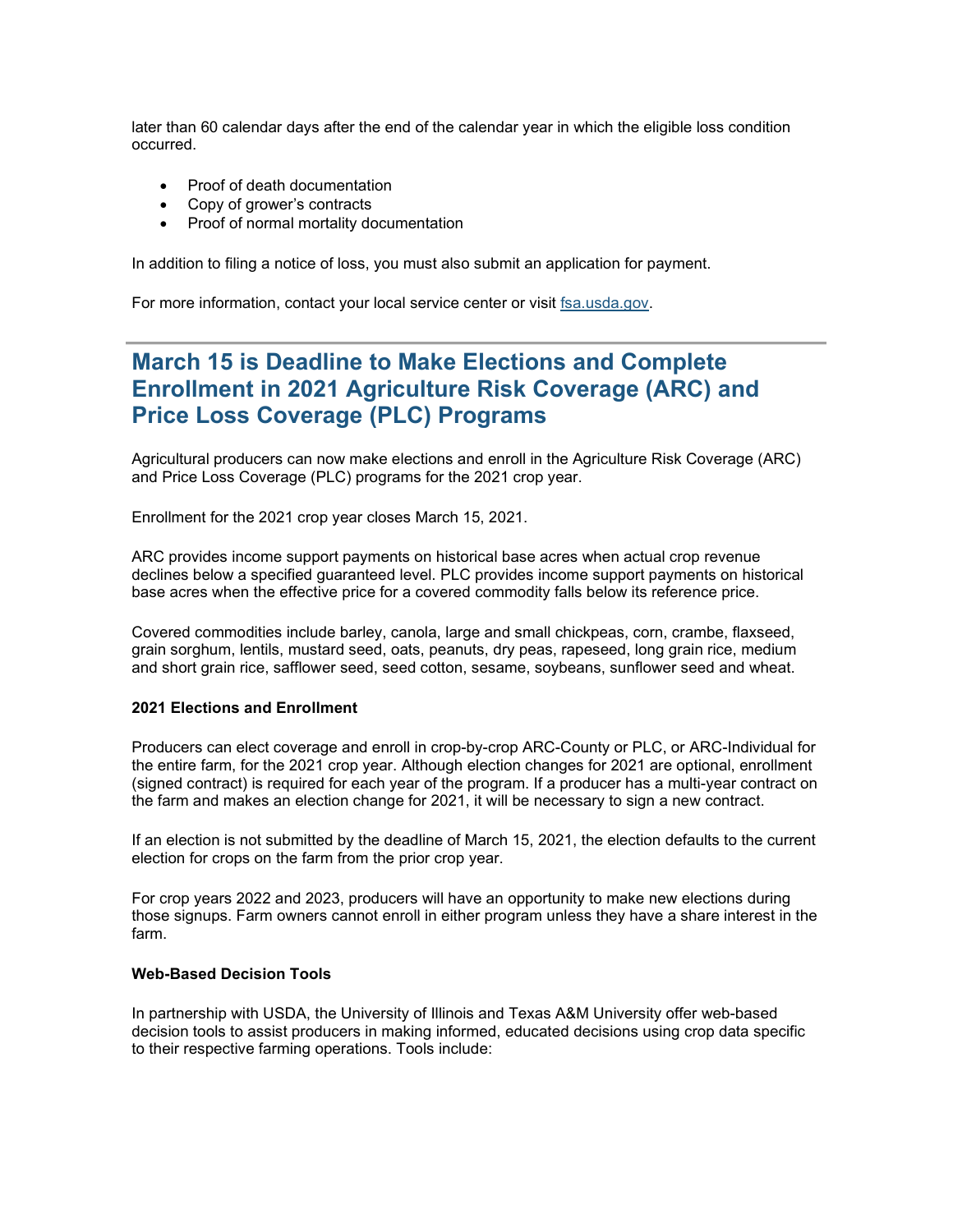later than 60 calendar days after the end of the calendar year in which the eligible loss condition occurred.

- Proof of death documentation
- Copy of grower's contracts
- Proof of normal mortality documentation

In addition to filing a notice of loss, you must also submit an application for payment.

For more information, contact your local service center or visit fsa.usda.gov.

---

## March 15 is Deadline to Make Elections and Complete Enrollment in 2021 Agriculture Risk Coverage (ARC) and Price Loss Coverage (PLC) Programs

Agricultural producers can now make elections and enroll in the Agriculture Risk Coverage (ARC) and Price Loss Coverage (PLC) programs for the 2021 crop year.

Enrollment for the 2021 crop year closes March 15, 2021.

ARC provides income support payments on historical base acres when actual crop revenue declines below a specified guaranteed level. PLC provides income support payments on historical base acres when the effective price for a covered commodity falls below its reference price.

Covered commodities include barley, canola, large and small chickpeas, corn, crambe, flaxseed, grain sorghum, lentils, mustard seed, oats, peanuts, dry peas, rapeseed, long grain rice, medium and short grain rice, safflower seed, seed cotton, sesame, soybeans, sunflower seed and wheat.

**2021 Elections and Enrollment**

Producers can elect coverage and enroll in crop-by-crop ARC-County or PLC, or ARC-Individual for the entire farm, for the 2021 crop year. Although election changes for 2021 are optional, enrollment (signed contract) is required for each year of the program. If a producer has a multi-year contract on the farm and makes an election change for 2021, it will be necessary to sign a new contract.

If an election is not submitted by the deadline of March 15, 2021, the election defaults to the current election for crops on the farm from the prior crop year.

For crop years 2022 and 2023, producers will have an opportunity to make new elections during those signups. Farm owners cannot enroll in either program unless they have a share interest in the farm.

**Web-Based Decision Tools**

In partnership with USDA, the University of Illinois and Texas A&M University offer web-based decision tools to assist producers in making informed, educated decisions using crop data specific to their respective farming operations. Tools include: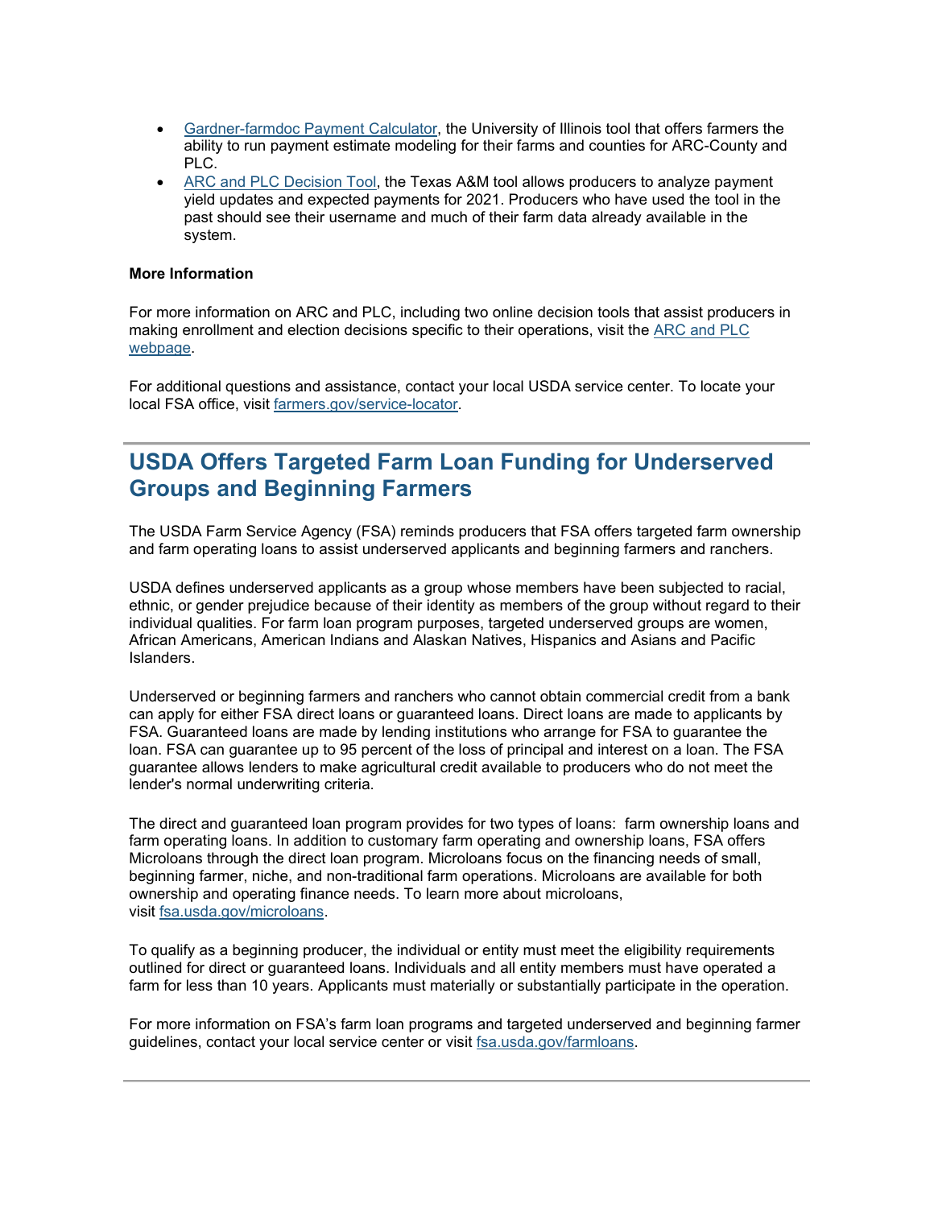- [Gardner-farmdoc Payment Calculator](), the University of Illinois tool that offers farmers the ability to run payment estimate modeling for their farms and counties for ARC-County and PLC.
- [ARC and PLC Decision Tool](), the Texas A&M tool allows producers to analyze payment yield updates and expected payments for 2021. Producers who have used the tool in the past should see their username and much of their farm data already available in the system.

**More Information**

For more information on ARC and PLC, including two online decision tools that assist producers in making enrollment and election decisions specific to their operations, visit the [ARC and PLC webpage]().

For additional questions and assistance, contact your local USDA service center. To locate your local FSA office, visit [farmers.gov/service-locator]().

## USDA Offers Targeted Farm Loan Funding for Underserved Groups and Beginning Farmers

The USDA Farm Service Agency (FSA) reminds producers that FSA offers targeted farm ownership and farm operating loans to assist underserved applicants and beginning farmers and ranchers.

USDA defines underserved applicants as a group whose members have been subjected to racial, ethnic, or gender prejudice because of their identity as members of the group without regard to their individual qualities. For farm loan program purposes, targeted underserved groups are women, African Americans, American Indians and Alaskan Natives, Hispanics and Asians and Pacific Islanders.

Underserved or beginning farmers and ranchers who cannot obtain commercial credit from a bank can apply for either FSA direct loans or guaranteed loans. Direct loans are made to applicants by FSA. Guaranteed loans are made by lending institutions who arrange for FSA to guarantee the loan. FSA can guarantee up to 95 percent of the loss of principal and interest on a loan. The FSA guarantee allows lenders to make agricultural credit available to producers who do not meet the lender's normal underwriting criteria.

The direct and guaranteed loan program provides for two types of loans: farm ownership loans and farm operating loans. In addition to customary farm operating and ownership loans, FSA offers Microloans through the direct loan program. Microloans focus on the financing needs of small, beginning farmer, niche, and non-traditional farm operations. Microloans are available for both ownership and operating finance needs. To learn more about microloans, visit [fsa.usda.gov/microloans]().

To qualify as a beginning producer, the individual or entity must meet the eligibility requirements outlined for direct or guaranteed loans. Individuals and all entity members must have operated a farm for less than 10 years. Applicants must materially or substantially participate in the operation.

For more information on FSA's farm loan programs and targeted underserved and beginning farmer guidelines, contact your local service center or visit [fsa.usda.gov/farmloans]().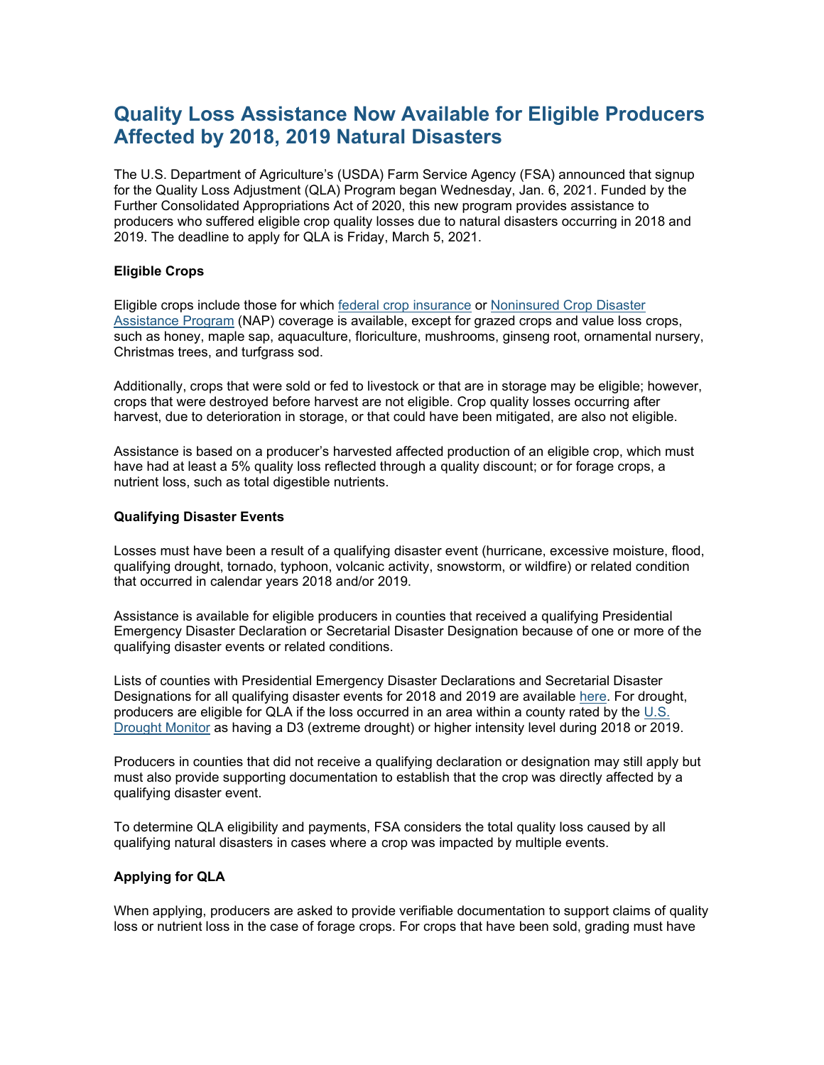# Quality Loss Assistance Now Available for Eligible Producers Affected by 2018, 2019 Natural Disasters

The U.S. Department of Agriculture's (USDA) Farm Service Agency (FSA) announced that signup for the Quality Loss Adjustment (QLA) Program began Wednesday, Jan. 6, 2021. Funded by the Further Consolidated Appropriations Act of 2020, this new program provides assistance to producers who suffered eligible crop quality losses due to natural disasters occurring in 2018 and 2019. The deadline to apply for QLA is Friday, March 5, 2021.

**Eligible Crops**

Eligible crops include those for which federal crop insurance or Noninsured Crop Disaster Assistance Program (NAP) coverage is available, except for grazed crops and value loss crops, such as honey, maple sap, aquaculture, floriculture, mushrooms, ginseng root, ornamental nursery, Christmas trees, and turfgrass sod.

Additionally, crops that were sold or fed to livestock or that are in storage may be eligible; however, crops that were destroyed before harvest are not eligible. Crop quality losses occurring after harvest, due to deterioration in storage, or that could have been mitigated, are also not eligible.

Assistance is based on a producer's harvested affected production of an eligible crop, which must have had at least a 5% quality loss reflected through a quality discount; or for forage crops, a nutrient loss, such as total digestible nutrients.

**Qualifying Disaster Events**

Losses must have been a result of a qualifying disaster event (hurricane, excessive moisture, flood, qualifying drought, tornado, typhoon, volcanic activity, snowstorm, or wildfire) or related condition that occurred in calendar years 2018 and/or 2019.

Assistance is available for eligible producers in counties that received a qualifying Presidential Emergency Disaster Declaration or Secretarial Disaster Designation because of one or more of the qualifying disaster events or related conditions.

Lists of counties with Presidential Emergency Disaster Declarations and Secretarial Disaster Designations for all qualifying disaster events for 2018 and 2019 are available here. For drought, producers are eligible for QLA if the loss occurred in an area within a county rated by the U.S. Drought Monitor as having a D3 (extreme drought) or higher intensity level during 2018 or 2019.

Producers in counties that did not receive a qualifying declaration or designation may still apply but must also provide supporting documentation to establish that the crop was directly affected by a qualifying disaster event.

To determine QLA eligibility and payments, FSA considers the total quality loss caused by all qualifying natural disasters in cases where a crop was impacted by multiple events.

**Applying for QLA**

When applying, producers are asked to provide verifiable documentation to support claims of quality loss or nutrient loss in the case of forage crops. For crops that have been sold, grading must have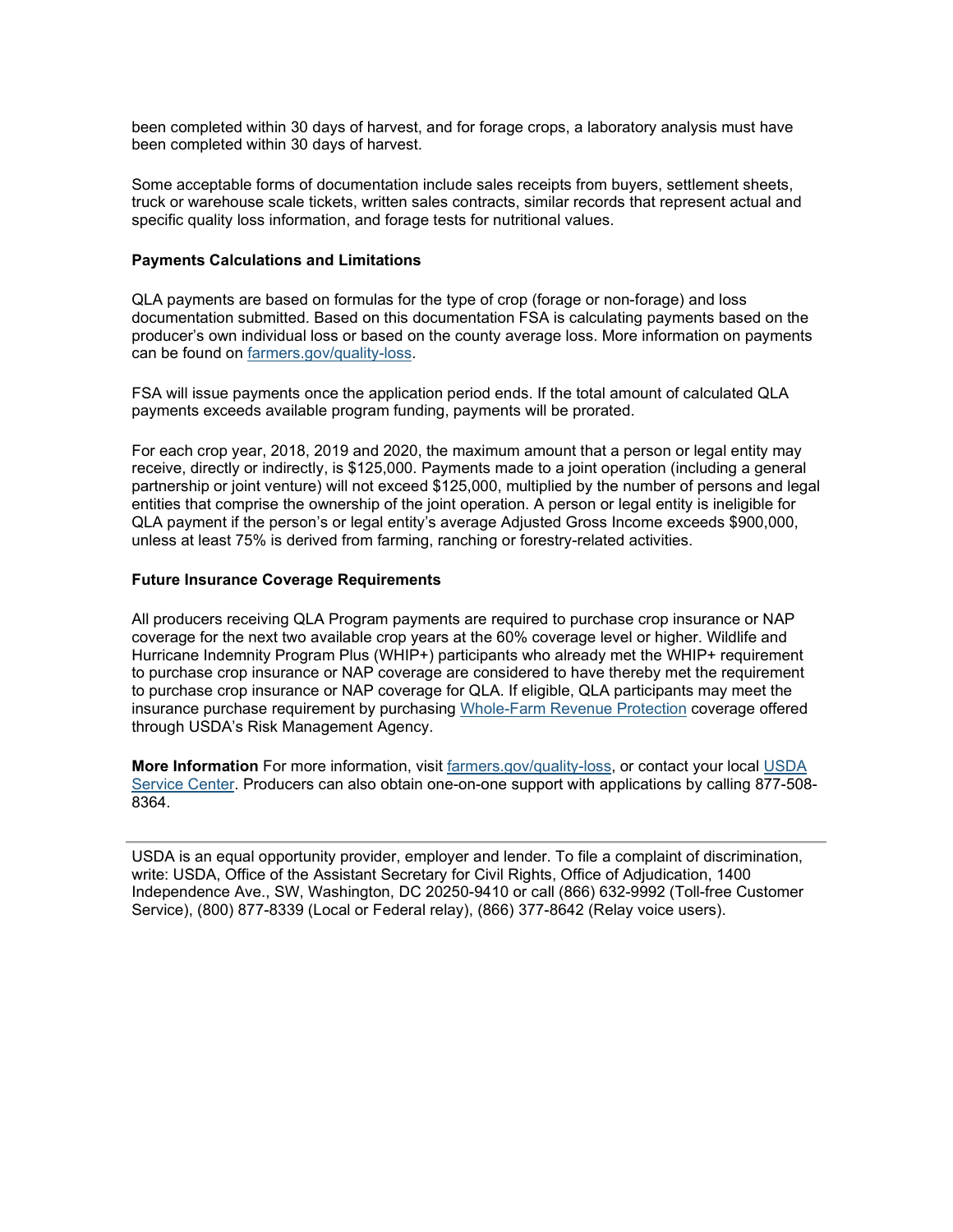been completed within 30 days of harvest, and for forage crops, a laboratory analysis must have been completed within 30 days of harvest.

Some acceptable forms of documentation include sales receipts from buyers, settlement sheets, truck or warehouse scale tickets, written sales contracts, similar records that represent actual and specific quality loss information, and forage tests for nutritional values.

**Payments Calculations and Limitations**

QLA payments are based on formulas for the type of crop (forage or non-forage) and loss documentation submitted. Based on this documentation FSA is calculating payments based on the producer's own individual loss or based on the county average loss. More information on payments can be found on [farmers.gov/quality-loss](farmers.gov/quality-loss).

FSA will issue payments once the application period ends. If the total amount of calculated QLA payments exceeds available program funding, payments will be prorated.

For each crop year, 2018, 2019 and 2020, the maximum amount that a person or legal entity may receive, directly or indirectly, is $125,000. Payments made to a joint operation (including a general partnership or joint venture) will not exceed $125,000, multiplied by the number of persons and legal entities that comprise the ownership of the joint operation. A person or legal entity is ineligible for QLA payment if the person's or legal entity's average Adjusted Gross Income exceeds $900,000, unless at least 75% is derived from farming, ranching or forestry-related activities.

**Future Insurance Coverage Requirements**

All producers receiving QLA Program payments are required to purchase crop insurance or NAP coverage for the next two available crop years at the 60% coverage level or higher. Wildlife and Hurricane Indemnity Program Plus (WHIP+) participants who already met the WHIP+ requirement to purchase crop insurance or NAP coverage are considered to have thereby met the requirement to purchase crop insurance or NAP coverage for QLA. If eligible, QLA participants may meet the insurance purchase requirement by purchasing Whole-Farm Revenue Protection coverage offered through USDA's Risk Management Agency.

**More Information** For more information, visit [farmers.gov/quality-loss](farmers.gov/quality-loss), or contact your local USDA Service Center. Producers can also obtain one-on-one support with applications by calling 877-508-8364.

---

USDA is an equal opportunity provider, employer and lender. To file a complaint of discrimination, write: USDA, Office of the Assistant Secretary for Civil Rights, Office of Adjudication, 1400 Independence Ave., SW, Washington, DC 20250-9410 or call (866) 632-9992 (Toll-free Customer Service), (800) 877-8339 (Local or Federal relay), (866) 377-8642 (Relay voice users).